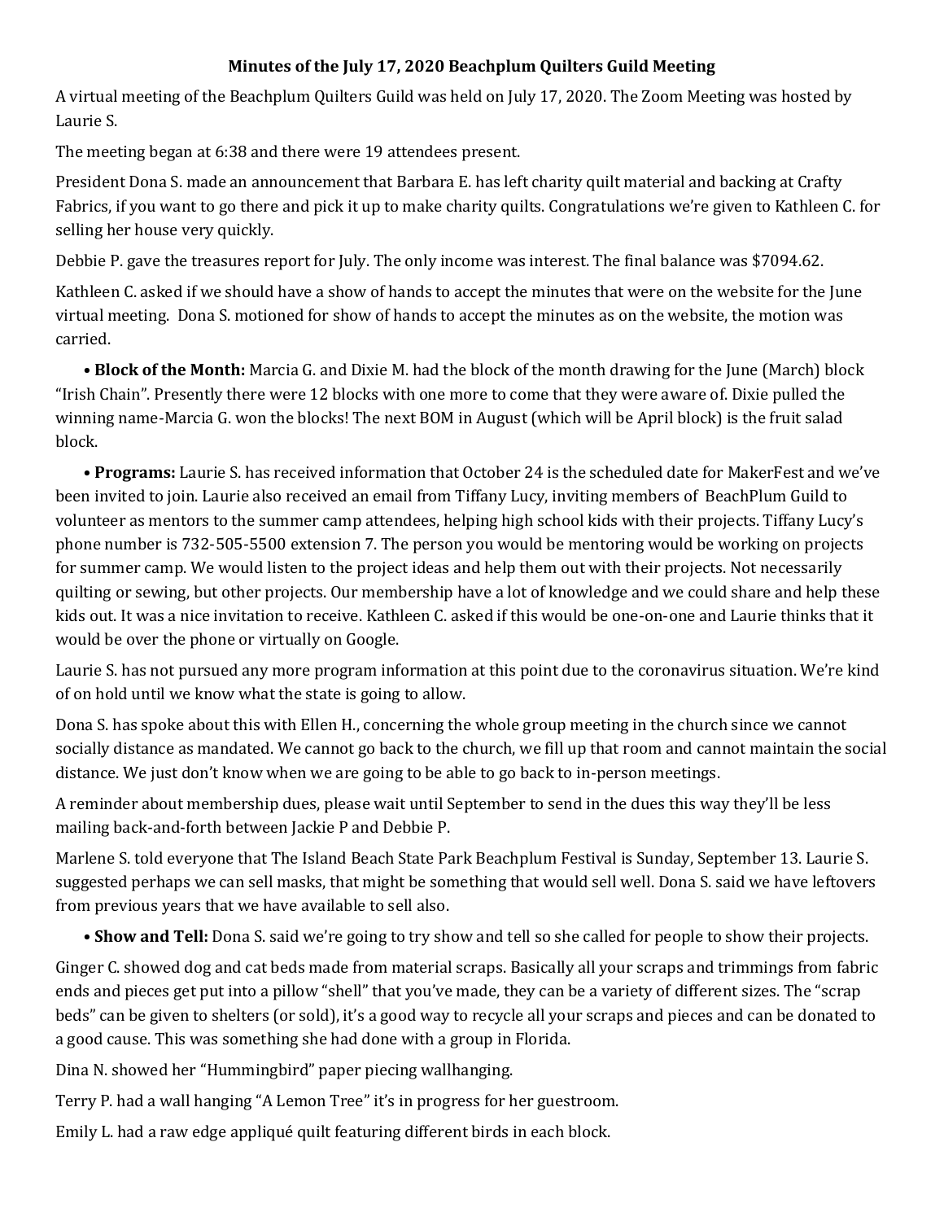**Minutes of the July 17, 2020 Beachplum Quilters Guild Meeting**

A virtual meeting of the Beachplum Quilters Guild was held on July 17, 2020. The Zoom Meeting was hosted by Laurie S.

The meeting began at 6:38 and there were 19 attendees present.

President Dona S. made an announcement that Barbara E. has left charity quilt material and backing at Crafty Fabrics, if you want to go there and pick it up to make charity quilts. Congratulations we're given to Kathleen C. for selling her house very quickly.

Debbie P. gave the treasures report for July. The only income was interest. The final balance was $7094.62.

Kathleen C. asked if we should have a show of hands to accept the minutes that were on the website for the June virtual meeting. Dona S. motioned for show of hands to accept the minutes as on the website, the motion was carried.

- **Block of the Month:** Marcia G. and Dixie M. had the block of the month drawing for the June (March) block "Irish Chain". Presently there were 12 blocks with one more to come that they were aware of. Dixie pulled the winning name-Marcia G. won the blocks! The next BOM in August (which will be April block) is the fruit salad block.

- **Programs:** Laurie S. has received information that October 24 is the scheduled date for MakerFest and we've been invited to join. Laurie also received an email from Tiffany Lucy, inviting members of BeachPlum Guild to volunteer as mentors to the summer camp attendees, helping high school kids with their projects. Tiffany Lucy's phone number is 732-505-5500 extension 7. The person you would be mentoring would be working on projects for summer camp. We would listen to the project ideas and help them out with their projects. Not necessarily quilting or sewing, but other projects. Our membership have a lot of knowledge and we could share and help these kids out. It was a nice invitation to receive. Kathleen C. asked if this would be one-on-one and Laurie thinks that it would be over the phone or virtually on Google.

Laurie S. has not pursued any more program information at this point due to the coronavirus situation. We're kind of on hold until we know what the state is going to allow.

Dona S. has spoke about this with Ellen H., concerning the whole group meeting in the church since we cannot socially distance as mandated. We cannot go back to the church, we fill up that room and cannot maintain the social distance. We just don't know when we are going to be able to go back to in-person meetings.

A reminder about membership dues, please wait until September to send in the dues this way they'll be less mailing back-and-forth between Jackie P and Debbie P.

Marlene S. told everyone that The Island Beach State Park Beachplum Festival is Sunday, September 13. Laurie S. suggested perhaps we can sell masks, that might be something that would sell well. Dona S. said we have leftovers from previous years that we have available to sell also.

- **Show and Tell:** Dona S. said we're going to try show and tell so she called for people to show their projects.

Ginger C. showed dog and cat beds made from material scraps. Basically all your scraps and trimmings from fabric ends and pieces get put into a pillow "shell" that you've made, they can be a variety of different sizes. The "scrap beds" can be given to shelters (or sold), it's a good way to recycle all your scraps and pieces and can be donated to a good cause. This was something she had done with a group in Florida.

Dina N. showed her "Hummingbird" paper piecing wallhanging.

Terry P. had a wall hanging "A Lemon Tree" it's in progress for her guestroom.

Emily L. had a raw edge appliqué quilt featuring different birds in each block.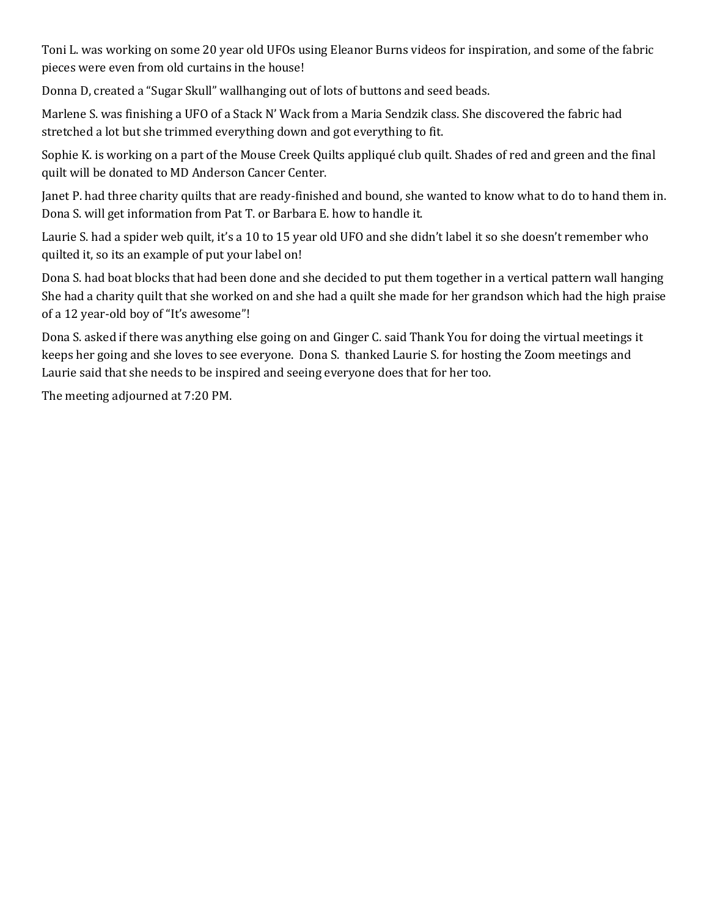Toni L. was working on some 20 year old UFOs using Eleanor Burns videos for inspiration, and some of the fabric pieces were even from old curtains in the house!

Donna D, created a "Sugar Skull" wallhanging out of lots of buttons and seed beads.

Marlene S. was finishing a UFO of a Stack N' Wack from a Maria Sendzik class. She discovered the fabric had stretched a lot but she trimmed everything down and got everything to fit.

Sophie K. is working on a part of the Mouse Creek Quilts appliqué club quilt. Shades of red and green and the final quilt will be donated to MD Anderson Cancer Center.

Janet P. had three charity quilts that are ready-finished and bound, she wanted to know what to do to hand them in. Dona S. will get information from Pat T. or Barbara E. how to handle it.

Laurie S. had a spider web quilt, it's a 10 to 15 year old UFO and she didn't label it so she doesn't remember who quilted it, so its an example of put your label on!

Dona S. had boat blocks that had been done and she decided to put them together in a vertical pattern wall hanging She had a charity quilt that she worked on and she had a quilt she made for her grandson which had the high praise of a 12 year-old boy of "It's awesome"!

Dona S. asked if there was anything else going on and Ginger C. said Thank You for doing the virtual meetings it keeps her going and she loves to see everyone. Dona S. thanked Laurie S. for hosting the Zoom meetings and Laurie said that she needs to be inspired and seeing everyone does that for her too.

The meeting adjourned at 7:20 PM.